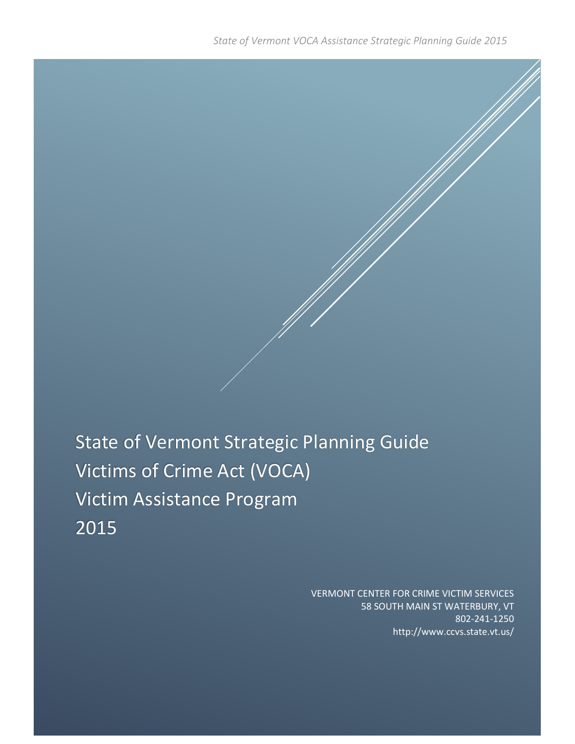# State of Vermont Strategic Planning Guide
# Victims of Crime Act (VOCA)
# Victim Assistance Program
# 2015

VERMONT CENTER FOR CRIME VICTIM SERVICES
58 SOUTH MAIN ST WATERBURY, VT
802-241-1250
http://www.ccvs.state.vt.us/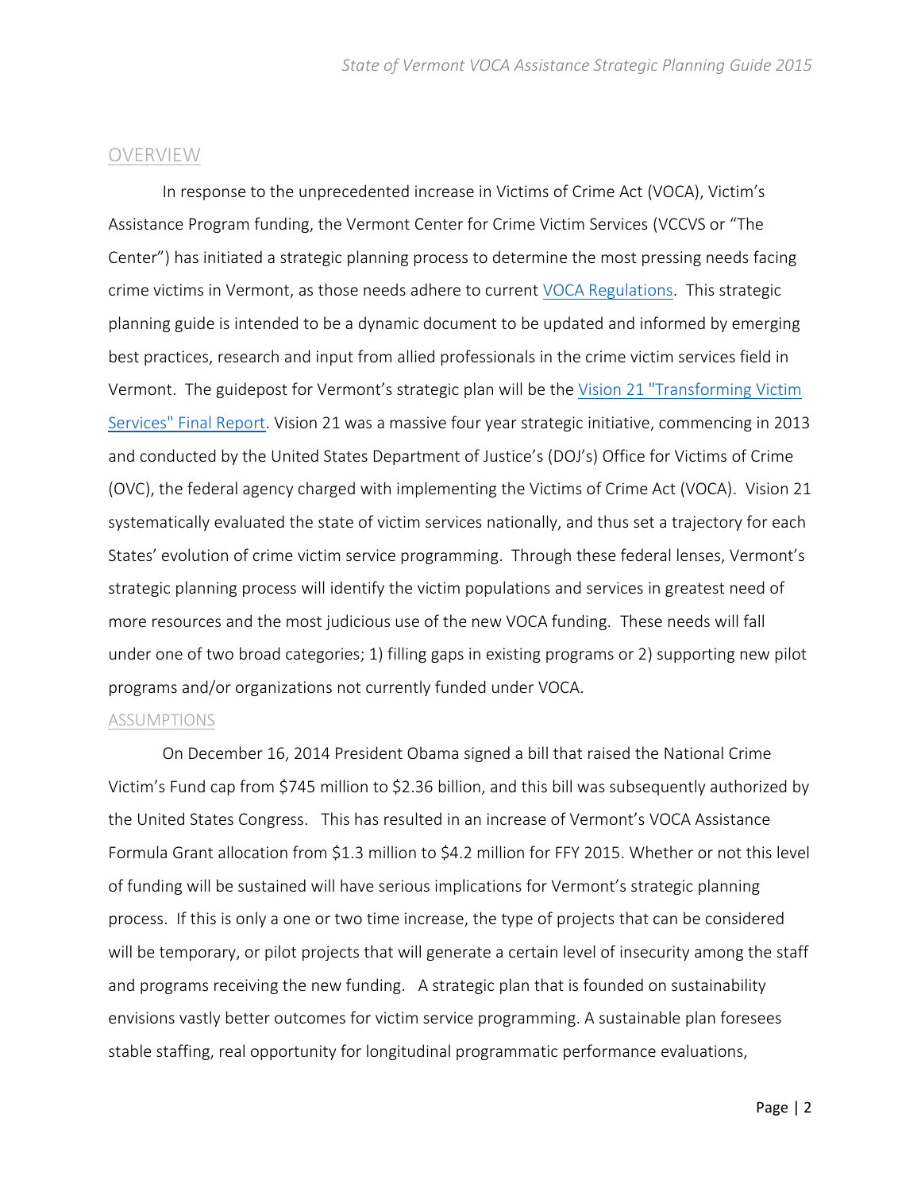## OVERVIEW

In response to the unprecedented increase in Victims of Crime Act (VOCA), Victim's Assistance Program funding, the Vermont Center for Crime Victim Services (VCCVS or "The Center") has initiated a strategic planning process to determine the most pressing needs facing crime victims in Vermont, as those needs adhere to current VOCA Regulations. This strategic planning guide is intended to be a dynamic document to be updated and informed by emerging best practices, research and input from allied professionals in the crime victim services field in Vermont. The guidepost for Vermont's strategic plan will be the Vision 21 "Transforming Victim Services" Final Report. Vision 21 was a massive four year strategic initiative, commencing in 2013 and conducted by the United States Department of Justice's (DOJ's) Office for Victims of Crime (OVC), the federal agency charged with implementing the Victims of Crime Act (VOCA). Vision 21 systematically evaluated the state of victim services nationally, and thus set a trajectory for each States' evolution of crime victim service programming. Through these federal lenses, Vermont's strategic planning process will identify the victim populations and services in greatest need of more resources and the most judicious use of the new VOCA funding. These needs will fall under one of two broad categories; 1) filling gaps in existing programs or 2) supporting new pilot programs and/or organizations not currently funded under VOCA.

### ASSUMPTIONS

On December 16, 2014 President Obama signed a bill that raised the National Crime Victim's Fund cap from $745 million to $2.36 billion, and this bill was subsequently authorized by the United States Congress. This has resulted in an increase of Vermont's VOCA Assistance Formula Grant allocation from $1.3 million to $4.2 million for FFY 2015. Whether or not this level of funding will be sustained will have serious implications for Vermont's strategic planning process. If this is only a one or two time increase, the type of projects that can be considered will be temporary, or pilot projects that will generate a certain level of insecurity among the staff and programs receiving the new funding. A strategic plan that is founded on sustainability envisions vastly better outcomes for victim service programming. A sustainable plan foresees stable staffing, real opportunity for longitudinal programmatic performance evaluations,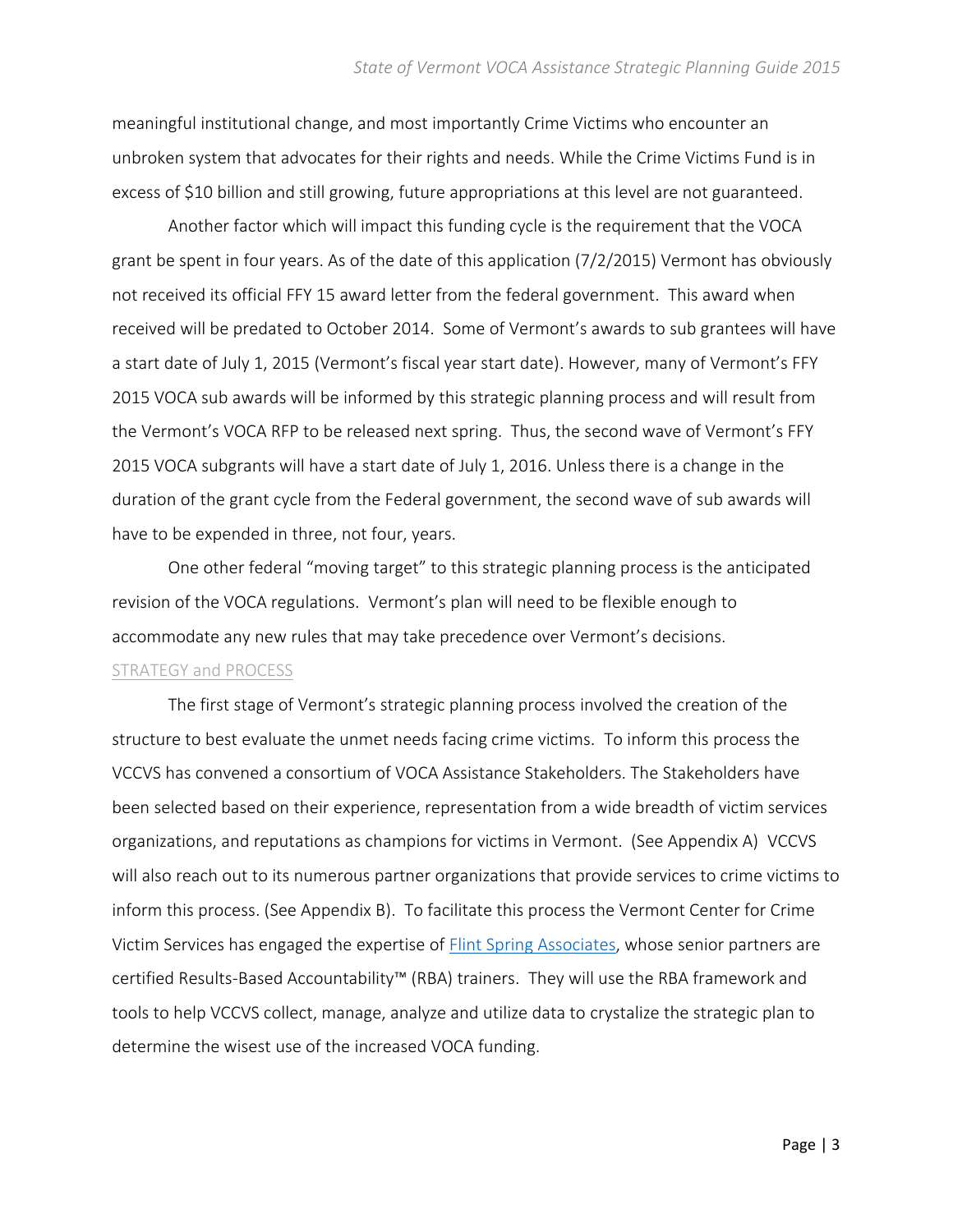meaningful institutional change, and most importantly Crime Victims who encounter an unbroken system that advocates for their rights and needs. While the Crime Victims Fund is in excess of $10 billion and still growing, future appropriations at this level are not guaranteed.

Another factor which will impact this funding cycle is the requirement that the VOCA grant be spent in four years. As of the date of this application (7/2/2015) Vermont has obviously not received its official FFY 15 award letter from the federal government. This award when received will be predated to October 2014. Some of Vermont's awards to sub grantees will have a start date of July 1, 2015 (Vermont's fiscal year start date). However, many of Vermont's FFY 2015 VOCA sub awards will be informed by this strategic planning process and will result from the Vermont's VOCA RFP to be released next spring. Thus, the second wave of Vermont's FFY 2015 VOCA subgrants will have a start date of July 1, 2016. Unless there is a change in the duration of the grant cycle from the Federal government, the second wave of sub awards will have to be expended in three, not four, years.

One other federal "moving target" to this strategic planning process is the anticipated revision of the VOCA regulations. Vermont's plan will need to be flexible enough to accommodate any new rules that may take precedence over Vermont's decisions.

## STRATEGY and PROCESS

The first stage of Vermont's strategic planning process involved the creation of the structure to best evaluate the unmet needs facing crime victims. To inform this process the VCCVS has convened a consortium of VOCA Assistance Stakeholders. The Stakeholders have been selected based on their experience, representation from a wide breadth of victim services organizations, and reputations as champions for victims in Vermont. (See Appendix A) VCCVS will also reach out to its numerous partner organizations that provide services to crime victims to inform this process. (See Appendix B). To facilitate this process the Vermont Center for Crime Victim Services has engaged the expertise of Flint Spring Associates, whose senior partners are certified Results-Based Accountability™ (RBA) trainers. They will use the RBA framework and tools to help VCCVS collect, manage, analyze and utilize data to crystalize the strategic plan to determine the wisest use of the increased VOCA funding.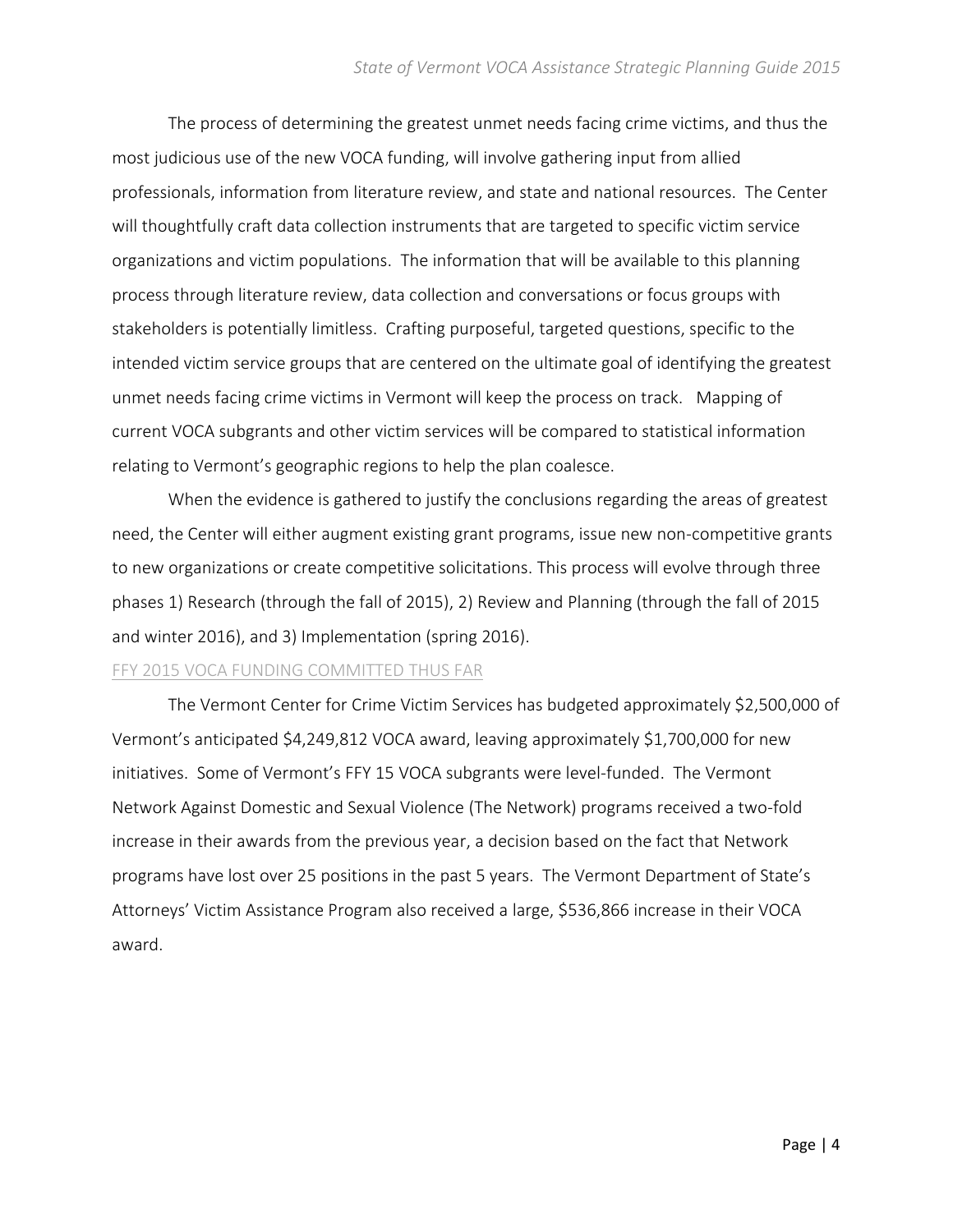The process of determining the greatest unmet needs facing crime victims, and thus the most judicious use of the new VOCA funding, will involve gathering input from allied professionals, information from literature review, and state and national resources. The Center will thoughtfully craft data collection instruments that are targeted to specific victim service organizations and victim populations. The information that will be available to this planning process through literature review, data collection and conversations or focus groups with stakeholders is potentially limitless. Crafting purposeful, targeted questions, specific to the intended victim service groups that are centered on the ultimate goal of identifying the greatest unmet needs facing crime victims in Vermont will keep the process on track. Mapping of current VOCA subgrants and other victim services will be compared to statistical information relating to Vermont's geographic regions to help the plan coalesce.

When the evidence is gathered to justify the conclusions regarding the areas of greatest need, the Center will either augment existing grant programs, issue new non-competitive grants to new organizations or create competitive solicitations. This process will evolve through three phases 1) Research (through the fall of 2015), 2) Review and Planning (through the fall of 2015 and winter 2016), and 3) Implementation (spring 2016).

## FFY 2015 VOCA FUNDING COMMITTED THUS FAR

The Vermont Center for Crime Victim Services has budgeted approximately $2,500,000 of Vermont's anticipated $4,249,812 VOCA award, leaving approximately $1,700,000 for new initiatives. Some of Vermont's FFY 15 VOCA subgrants were level-funded. The Vermont Network Against Domestic and Sexual Violence (The Network) programs received a two-fold increase in their awards from the previous year, a decision based on the fact that Network programs have lost over 25 positions in the past 5 years. The Vermont Department of State's Attorneys' Victim Assistance Program also received a large, $536,866 increase in their VOCA award.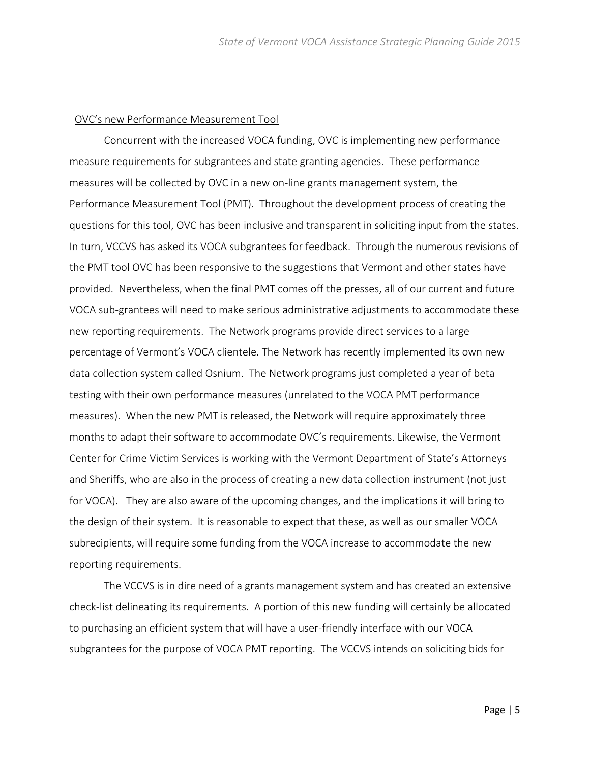OVC's new Performance Measurement Tool

Concurrent with the increased VOCA funding, OVC is implementing new performance measure requirements for subgrantees and state granting agencies. These performance measures will be collected by OVC in a new on-line grants management system, the Performance Measurement Tool (PMT). Throughout the development process of creating the questions for this tool, OVC has been inclusive and transparent in soliciting input from the states. In turn, VCCVS has asked its VOCA subgrantees for feedback. Through the numerous revisions of the PMT tool OVC has been responsive to the suggestions that Vermont and other states have provided. Nevertheless, when the final PMT comes off the presses, all of our current and future VOCA sub-grantees will need to make serious administrative adjustments to accommodate these new reporting requirements. The Network programs provide direct services to a large percentage of Vermont's VOCA clientele. The Network has recently implemented its own new data collection system called Osnium. The Network programs just completed a year of beta testing with their own performance measures (unrelated to the VOCA PMT performance measures). When the new PMT is released, the Network will require approximately three months to adapt their software to accommodate OVC's requirements. Likewise, the Vermont Center for Crime Victim Services is working with the Vermont Department of State's Attorneys and Sheriffs, who are also in the process of creating a new data collection instrument (not just for VOCA). They are also aware of the upcoming changes, and the implications it will bring to the design of their system. It is reasonable to expect that these, as well as our smaller VOCA subrecipients, will require some funding from the VOCA increase to accommodate the new reporting requirements.

The VCCVS is in dire need of a grants management system and has created an extensive check-list delineating its requirements. A portion of this new funding will certainly be allocated to purchasing an efficient system that will have a user-friendly interface with our VOCA subgrantees for the purpose of VOCA PMT reporting. The VCCVS intends on soliciting bids for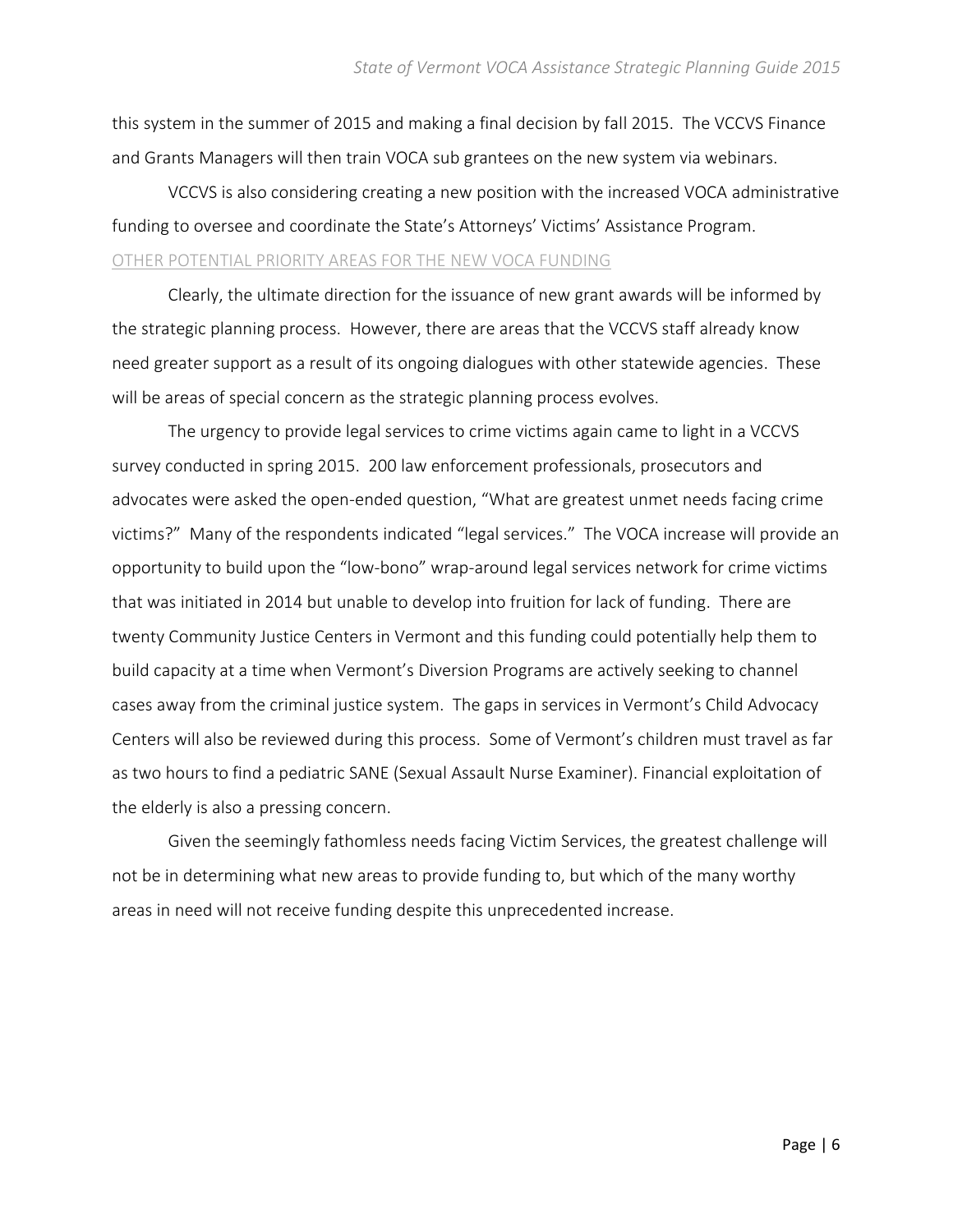this system in the summer of 2015 and making a final decision by fall 2015. The VCCVS Finance and Grants Managers will then train VOCA sub grantees on the new system via webinars.

VCCVS is also considering creating a new position with the increased VOCA administrative funding to oversee and coordinate the State's Attorneys' Victims' Assistance Program.

## OTHER POTENTIAL PRIORITY AREAS FOR THE NEW VOCA FUNDING

Clearly, the ultimate direction for the issuance of new grant awards will be informed by the strategic planning process. However, there are areas that the VCCVS staff already know need greater support as a result of its ongoing dialogues with other statewide agencies. These will be areas of special concern as the strategic planning process evolves.

The urgency to provide legal services to crime victims again came to light in a VCCVS survey conducted in spring 2015. 200 law enforcement professionals, prosecutors and advocates were asked the open-ended question, "What are greatest unmet needs facing crime victims?" Many of the respondents indicated "legal services." The VOCA increase will provide an opportunity to build upon the "low-bono" wrap-around legal services network for crime victims that was initiated in 2014 but unable to develop into fruition for lack of funding. There are twenty Community Justice Centers in Vermont and this funding could potentially help them to build capacity at a time when Vermont's Diversion Programs are actively seeking to channel cases away from the criminal justice system. The gaps in services in Vermont's Child Advocacy Centers will also be reviewed during this process. Some of Vermont's children must travel as far as two hours to find a pediatric SANE (Sexual Assault Nurse Examiner). Financial exploitation of the elderly is also a pressing concern.

Given the seemingly fathomless needs facing Victim Services, the greatest challenge will not be in determining what new areas to provide funding to, but which of the many worthy areas in need will not receive funding despite this unprecedented increase.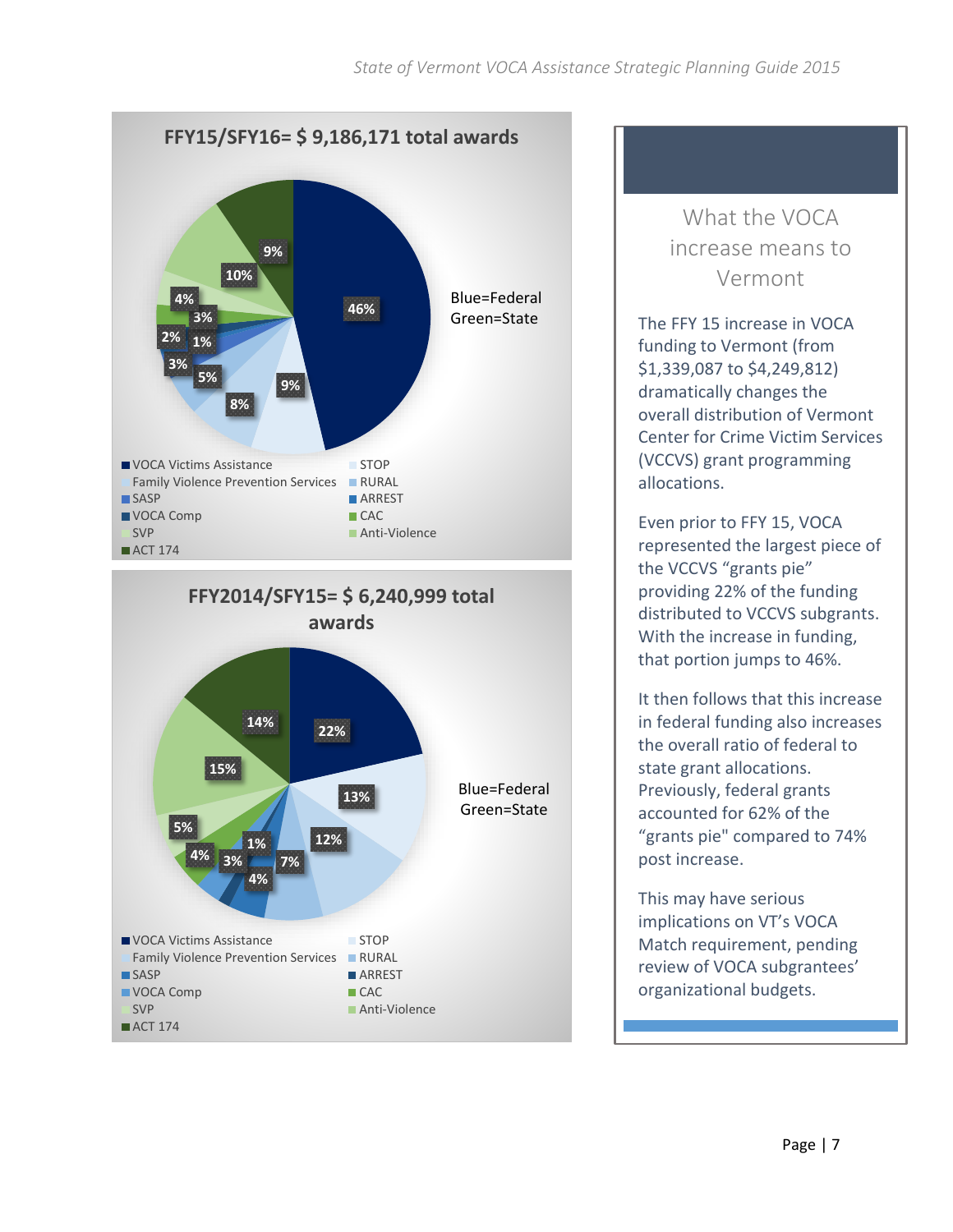**FFY15/SFY16= $ 9,186,171 total awards**

46%
9%
8%
5%
3%
2%
1%
3%
4%
10%
9%

Blue=Federal
Green=State

VOCA Victims Assistance
STOP
Family Violence Prevention Services
RURAL
SASP
ARREST
VOCA Comp
CAC
SVP
Anti-Violence
ACT 174

**FFY2014/SFY15= $ 6,240,999 total awards**

22%
13%
12%
7%
4%
3%
1%
4%
5%
15%
14%

Blue=Federal
Green=State

VOCA Victims Assistance
STOP
Family Violence Prevention Services
RURAL
SASP
ARREST
VOCA Comp
CAC
SVP
Anti-Violence
ACT 174

## What the VOCA increase means to Vermont

The FFY 15 increase in VOCA funding to Vermont (from $1,339,087 to $4,249,812) dramatically changes the overall distribution of Vermont Center for Crime Victim Services (VCCVS) grant programming allocations.

Even prior to FFY 15, VOCA represented the largest piece of the VCCVS "grants pie" providing 22% of the funding distributed to VCCVS subgrants. With the increase in funding, that portion jumps to 46%.

It then follows that this increase in federal funding also increases the overall ratio of federal to state grant allocations. Previously, federal grants accounted for 62% of the "grants pie" compared to 74% post increase.

This may have serious implications on VT's VOCA Match requirement, pending review of VOCA subgrantees' organizational budgets.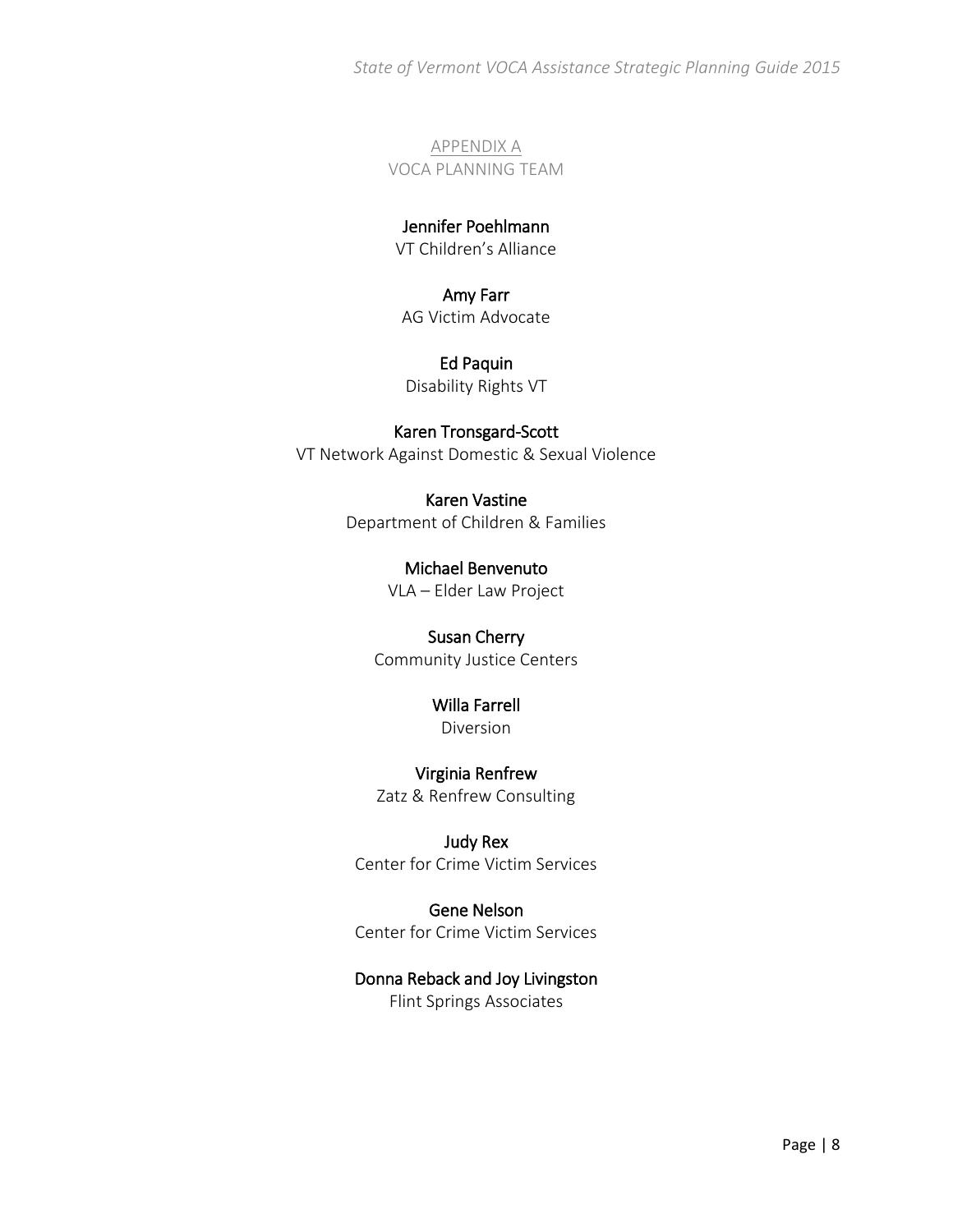## APPENDIX A

## VOCA PLANNING TEAM

**Jennifer Poehlmann**
VT Children's Alliance

**Amy Farr**
AG Victim Advocate

**Ed Paquin**
Disability Rights VT

**Karen Tronsgard-Scott**
VT Network Against Domestic & Sexual Violence

**Karen Vastine**
Department of Children & Families

**Michael Benvenuto**
VLA – Elder Law Project

**Susan Cherry**
Community Justice Centers

**Willa Farrell**
Diversion

**Virginia Renfrew**
Zatz & Renfrew Consulting

**Judy Rex**
Center for Crime Victim Services

**Gene Nelson**
Center for Crime Victim Services

**Donna Reback and Joy Livingston**
Flint Springs Associates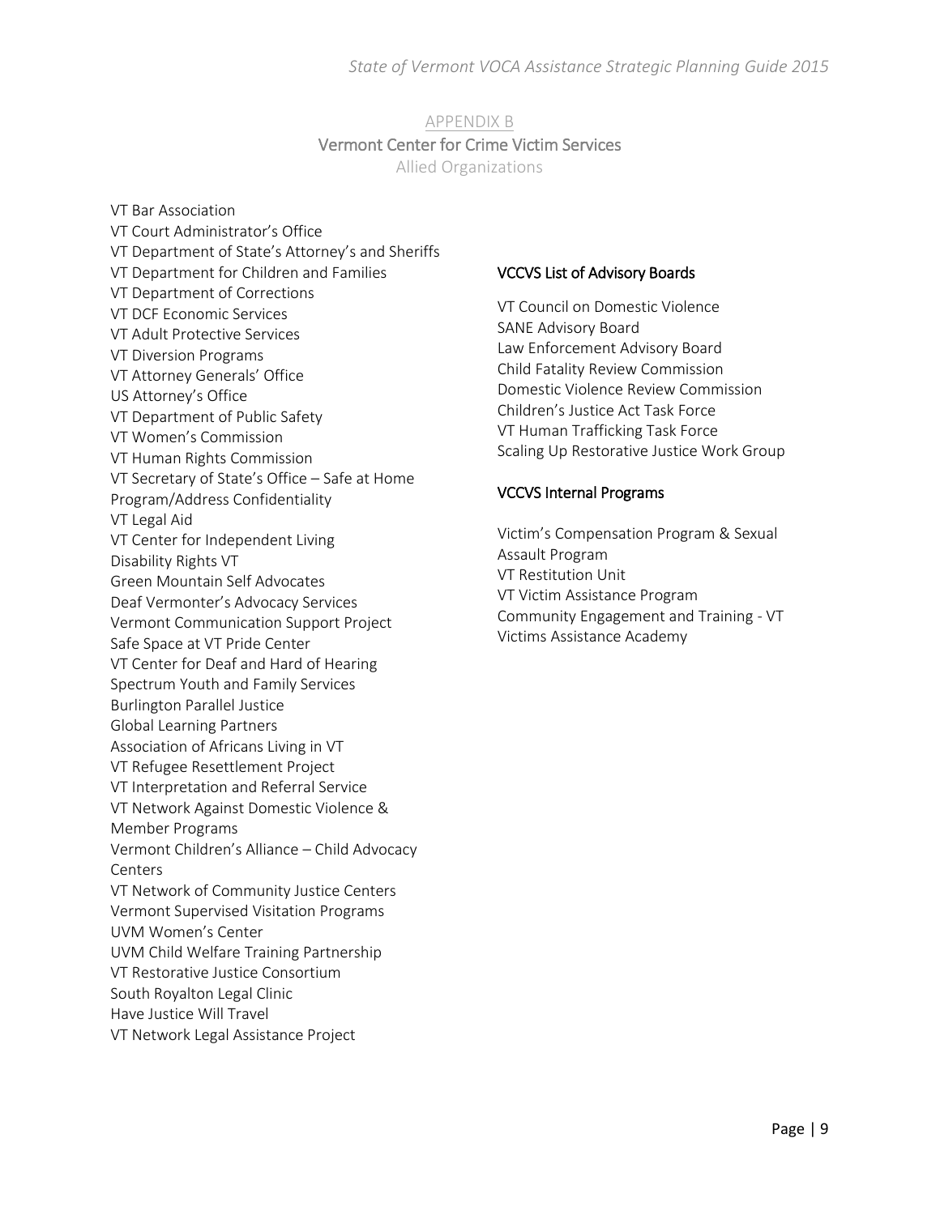## APPENDIX B

## Vermont Center for Crime Victim Services

### Allied Organizations

VT Bar Association
VT Court Administrator's Office
VT Department of State's Attorney's and Sheriffs
VT Department for Children and Families
VT Department of Corrections
VT DCF Economic Services
VT Adult Protective Services
VT Diversion Programs
VT Attorney Generals' Office
US Attorney's Office
VT Department of Public Safety
VT Women's Commission
VT Human Rights Commission
VT Secretary of State's Office – Safe at Home Program/Address Confidentiality
VT Legal Aid
VT Center for Independent Living
Disability Rights VT
Green Mountain Self Advocates
Deaf Vermonter's Advocacy Services
Vermont Communication Support Project
Safe Space at VT Pride Center
VT Center for Deaf and Hard of Hearing
Spectrum Youth and Family Services
Burlington Parallel Justice
Global Learning Partners
Association of Africans Living in VT
VT Refugee Resettlement Project
VT Interpretation and Referral Service
VT Network Against Domestic Violence & Member Programs
Vermont Children's Alliance – Child Advocacy Centers
VT Network of Community Justice Centers
Vermont Supervised Visitation Programs
UVM Women's Center
UVM Child Welfare Training Partnership
VT Restorative Justice Consortium
South Royalton Legal Clinic
Have Justice Will Travel
VT Network Legal Assistance Project

### VCCVS List of Advisory Boards

VT Council on Domestic Violence
SANE Advisory Board
Law Enforcement Advisory Board
Child Fatality Review Commission
Domestic Violence Review Commission
Children's Justice Act Task Force
VT Human Trafficking Task Force
Scaling Up Restorative Justice Work Group

### VCCVS Internal Programs

Victim's Compensation Program & Sexual Assault Program
VT Restitution Unit
VT Victim Assistance Program
Community Engagement and Training - VT Victims Assistance Academy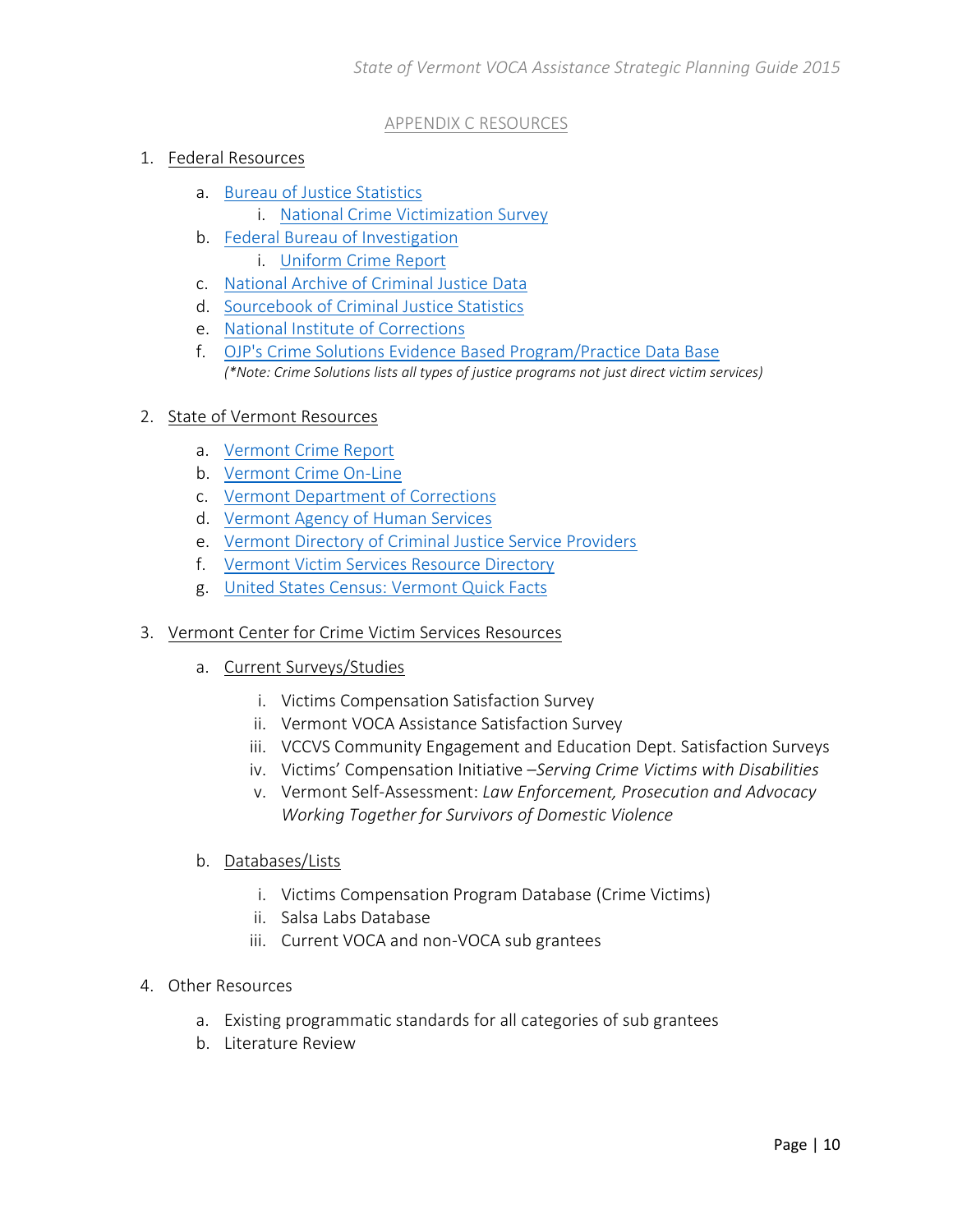## APPENDIX C RESOURCES

1. Federal Resources

   a. Bureau of Justice Statistics
      i. National Crime Victimization Survey

   b. Federal Bureau of Investigation
      i. Uniform Crime Report

   c. National Archive of Criminal Justice Data

   d. Sourcebook of Criminal Justice Statistics

   e. National Institute of Corrections

   f. OJP's Crime Solutions Evidence Based Program/Practice Data Base
      *(\*Note: Crime Solutions lists all types of justice programs not just direct victim services)*

2. State of Vermont Resources

   a. Vermont Crime Report

   b. Vermont Crime On-Line

   c. Vermont Department of Corrections

   d. Vermont Agency of Human Services

   e. Vermont Directory of Criminal Justice Service Providers

   f. Vermont Victim Services Resource Directory

   g. United States Census: Vermont Quick Facts

3. Vermont Center for Crime Victim Services Resources

   a. Current Surveys/Studies
      i. Victims Compensation Satisfaction Survey
      ii. Vermont VOCA Assistance Satisfaction Survey
      iii. VCCVS Community Engagement and Education Dept. Satisfaction Surveys
      iv. Victims' Compensation Initiative –*Serving Crime Victims with Disabilities*
      v. Vermont Self-Assessment: *Law Enforcement, Prosecution and Advocacy Working Together for Survivors of Domestic Violence*

   b. Databases/Lists
      i. Victims Compensation Program Database (Crime Victims)
      ii. Salsa Labs Database
      iii. Current VOCA and non-VOCA sub grantees

4. Other Resources

   a. Existing programmatic standards for all categories of sub grantees

   b. Literature Review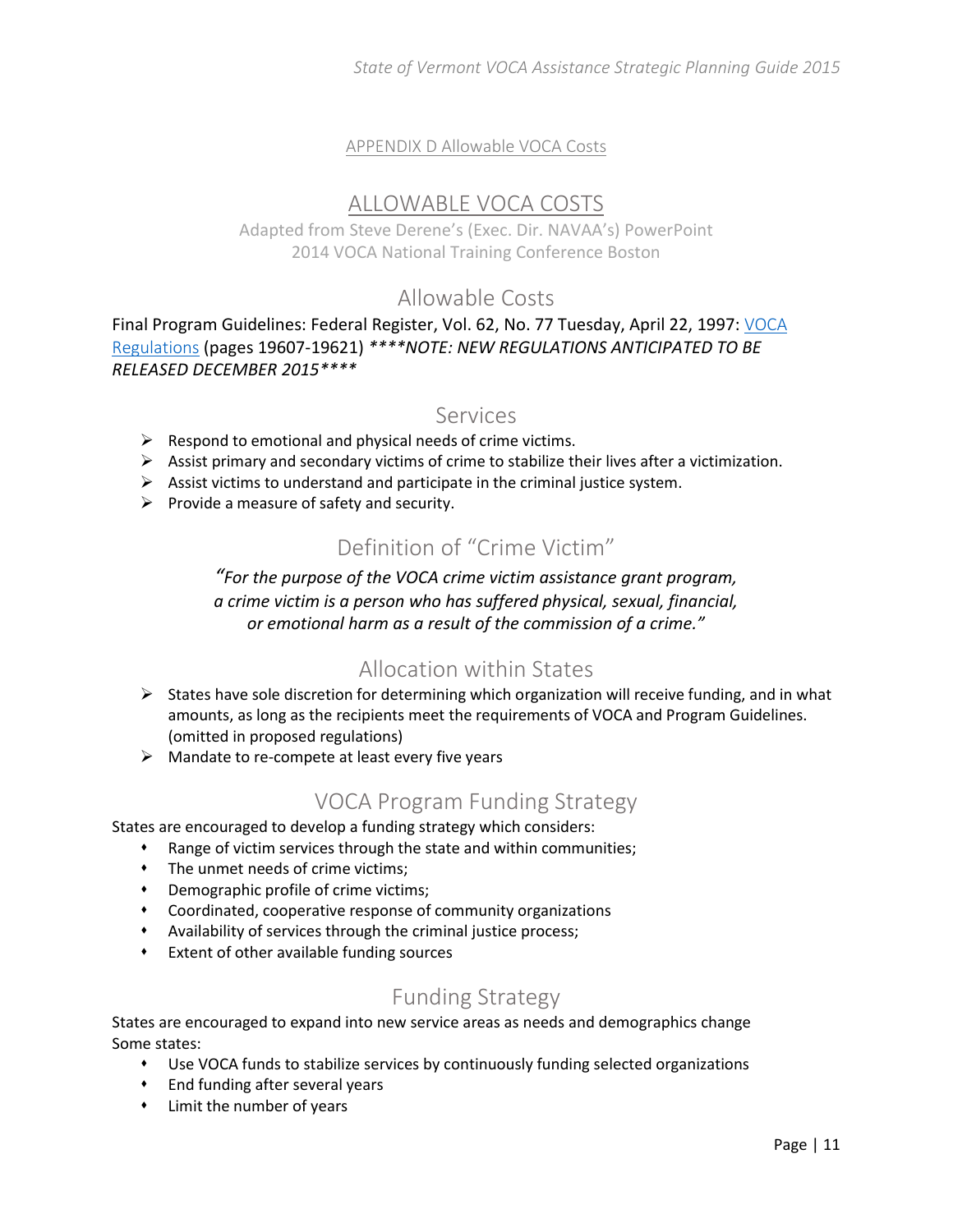APPENDIX D Allowable VOCA Costs

# ALLOWABLE VOCA COSTS

Adapted from Steve Derene's (Exec. Dir. NAVAA's) PowerPoint
2014 VOCA National Training Conference Boston

## Allowable Costs

Final Program Guidelines: Federal Register, Vol. 62, No. 77 Tuesday, April 22, 1997: VOCA Regulations (pages 19607-19621) *\*\*\*\*NOTE: NEW REGULATIONS ANTICIPATED TO BE RELEASED DECEMBER 2015\*\*\*\**

## Services

- Respond to emotional and physical needs of crime victims.
- Assist primary and secondary victims of crime to stabilize their lives after a victimization.
- Assist victims to understand and participate in the criminal justice system.
- Provide a measure of safety and security.

## Definition of "Crime Victim"

*"For the purpose of the VOCA crime victim assistance grant program, a crime victim is a person who has suffered physical, sexual, financial, or emotional harm as a result of the commission of a crime."*

## Allocation within States

- States have sole discretion for determining which organization will receive funding, and in what amounts, as long as the recipients meet the requirements of VOCA and Program Guidelines. (omitted in proposed regulations)
- Mandate to re-compete at least every five years

## VOCA Program Funding Strategy

States are encouraged to develop a funding strategy which considers:

- Range of victim services through the state and within communities;
- The unmet needs of crime victims;
- Demographic profile of crime victims;
- Coordinated, cooperative response of community organizations
- Availability of services through the criminal justice process;
- Extent of other available funding sources

## Funding Strategy

States are encouraged to expand into new service areas as needs and demographics change
Some states:

- Use VOCA funds to stabilize services by continuously funding selected organizations
- End funding after several years
- Limit the number of years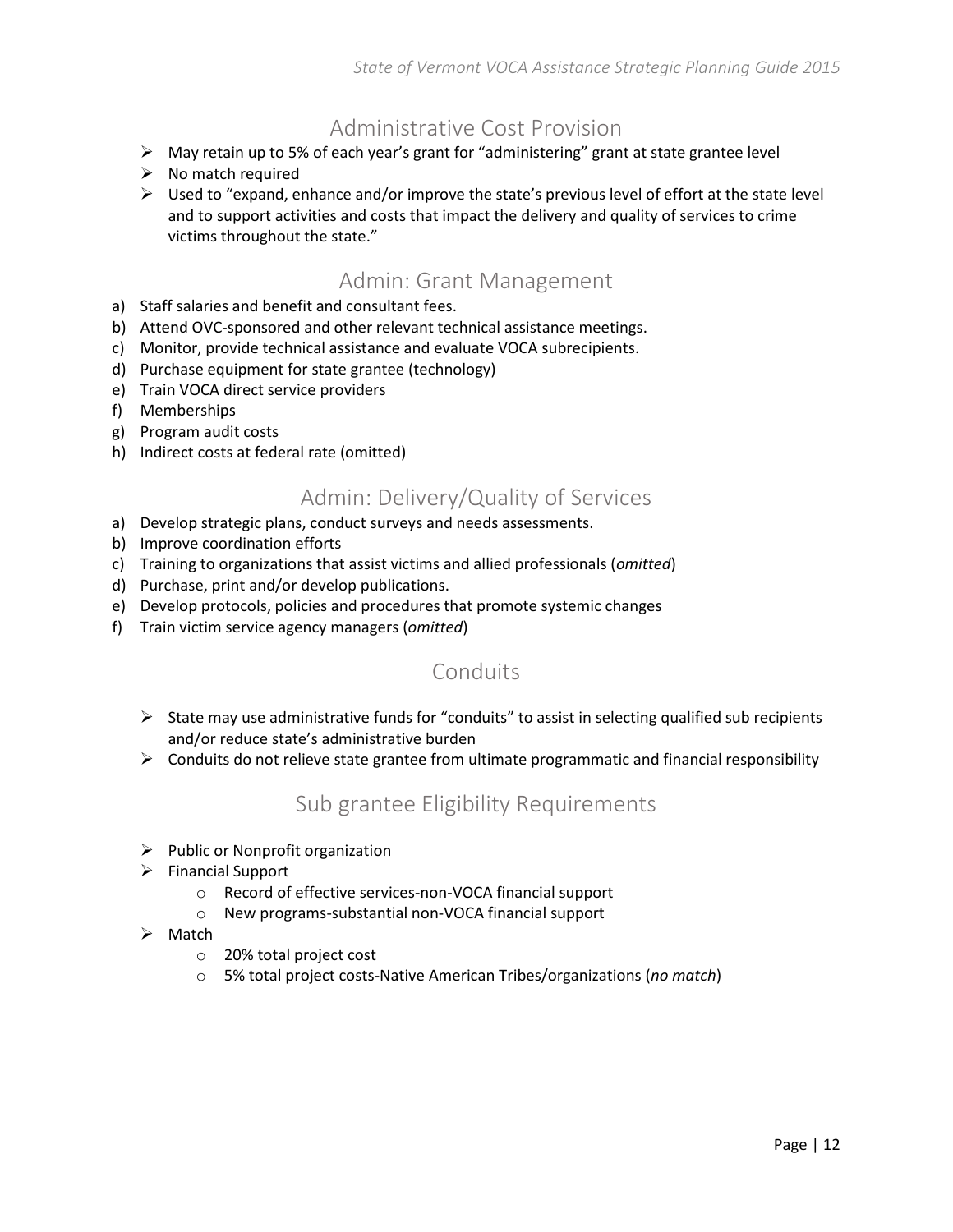## Administrative Cost Provision

- May retain up to 5% of each year's grant for "administering" grant at state grantee level
- No match required
- Used to "expand, enhance and/or improve the state's previous level of effort at the state level and to support activities and costs that impact the delivery and quality of services to crime victims throughout the state."

## Admin: Grant Management

a) Staff salaries and benefit and consultant fees.
b) Attend OVC-sponsored and other relevant technical assistance meetings.
c) Monitor, provide technical assistance and evaluate VOCA subrecipients.
d) Purchase equipment for state grantee (technology)
e) Train VOCA direct service providers
f) Memberships
g) Program audit costs
h) Indirect costs at federal rate (omitted)

## Admin: Delivery/Quality of Services

a) Develop strategic plans, conduct surveys and needs assessments.
b) Improve coordination efforts
c) Training to organizations that assist victims and allied professionals (*omitted*)
d) Purchase, print and/or develop publications.
e) Develop protocols, policies and procedures that promote systemic changes
f) Train victim service agency managers (*omitted*)

## Conduits

- State may use administrative funds for "conduits" to assist in selecting qualified sub recipients and/or reduce state's administrative burden
- Conduits do not relieve state grantee from ultimate programmatic and financial responsibility

## Sub grantee Eligibility Requirements

- Public or Nonprofit organization
- Financial Support
  - Record of effective services-non-VOCA financial support
  - New programs-substantial non-VOCA financial support
- Match
  - 20% total project cost
  - 5% total project costs-Native American Tribes/organizations (*no match*)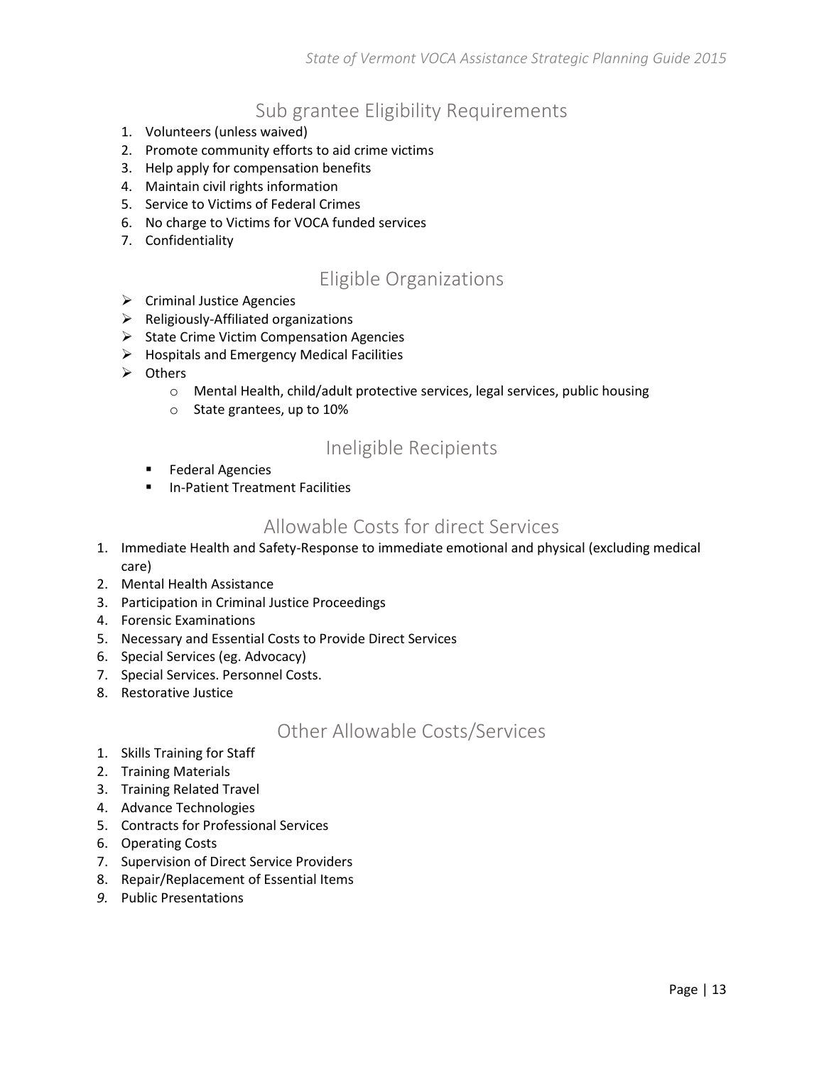## Sub grantee Eligibility Requirements

1. Volunteers (unless waived)
2. Promote community efforts to aid crime victims
3. Help apply for compensation benefits
4. Maintain civil rights information
5. Service to Victims of Federal Crimes
6. No charge to Victims for VOCA funded services
7. Confidentiality

## Eligible Organizations

- Criminal Justice Agencies
- Religiously-Affiliated organizations
- State Crime Victim Compensation Agencies
- Hospitals and Emergency Medical Facilities
- Others
  - Mental Health, child/adult protective services, legal services, public housing
  - State grantees, up to 10%

## Ineligible Recipients

- Federal Agencies
- In-Patient Treatment Facilities

## Allowable Costs for direct Services

1. Immediate Health and Safety-Response to immediate emotional and physical (excluding medical care)
2. Mental Health Assistance
3. Participation in Criminal Justice Proceedings
4. Forensic Examinations
5. Necessary and Essential Costs to Provide Direct Services
6. Special Services (eg. Advocacy)
7. Special Services. Personnel Costs.
8. Restorative Justice

## Other Allowable Costs/Services

1. Skills Training for Staff
2. Training Materials
3. Training Related Travel
4. Advance Technologies
5. Contracts for Professional Services
6. Operating Costs
7. Supervision of Direct Service Providers
8. Repair/Replacement of Essential Items
9. Public Presentations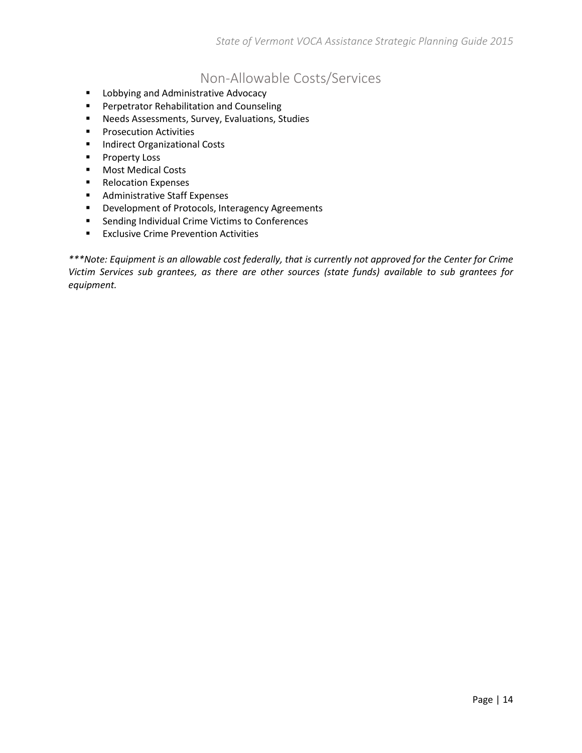## Non-Allowable Costs/Services

- Lobbying and Administrative Advocacy
- Perpetrator Rehabilitation and Counseling
- Needs Assessments, Survey, Evaluations, Studies
- Prosecution Activities
- Indirect Organizational Costs
- Property Loss
- Most Medical Costs
- Relocation Expenses
- Administrative Staff Expenses
- Development of Protocols, Interagency Agreements
- Sending Individual Crime Victims to Conferences
- Exclusive Crime Prevention Activities

*\*\*\*Note: Equipment is an allowable cost federally, that is currently not approved for the Center for Crime Victim Services sub grantees, as there are other sources (state funds) available to sub grantees for equipment.*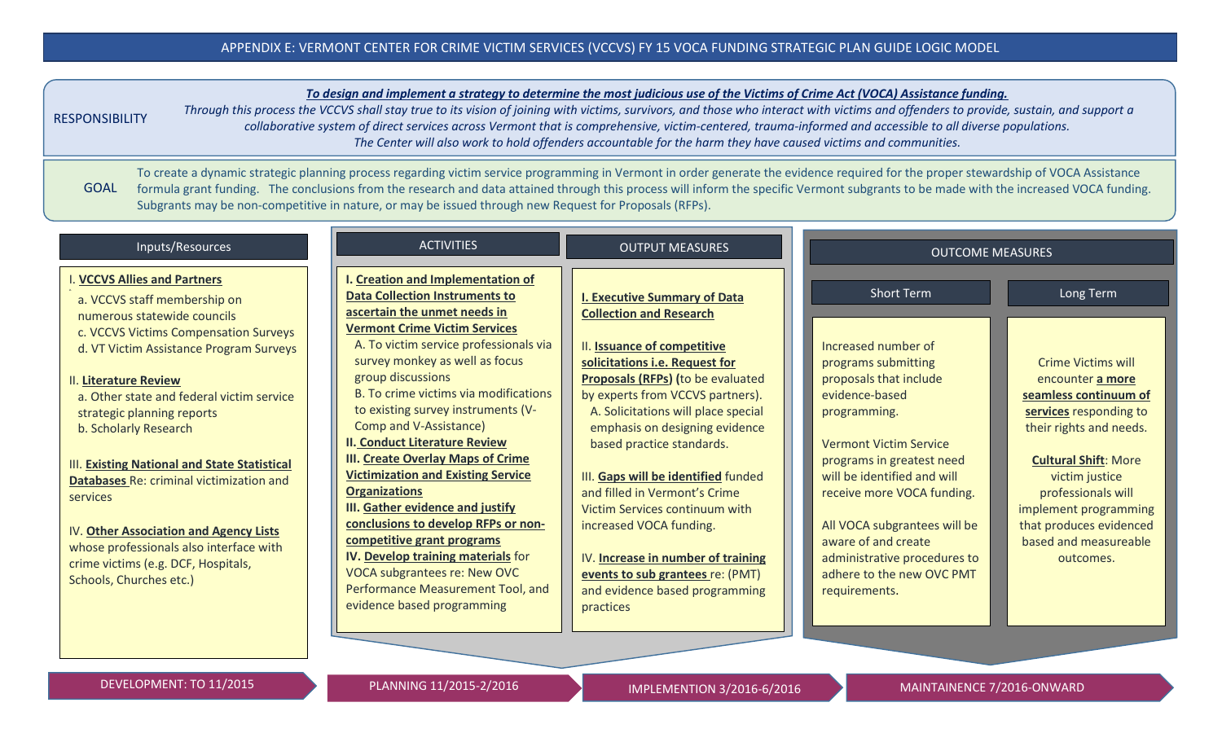# APPENDIX E: VERMONT CENTER FOR CRIME VICTIM SERVICES (VCCVS) FY 15 VOCA FUNDING STRATEGIC PLAN GUIDE LOGIC MODEL

**RESPONSIBILITY**

***To design and implement a strategy to determine the most judicious use of the Victims of Crime Act (VOCA) Assistance funding.***

*Through this process the VCCVS shall stay true to its vision of joining with victims, survivors, and those who interact with victims and offenders to provide, sustain, and support a collaborative system of direct services across Vermont that is comprehensive, victim-centered, trauma-informed and accessible to all diverse populations. The Center will also work to hold offenders accountable for the harm they have caused victims and communities.*

**GOAL**

To create a dynamic strategic planning process regarding victim service programming in Vermont in order generate the evidence required for the proper stewardship of VOCA Assistance formula grant funding. The conclusions from the research and data attained through this process will inform the specific Vermont subgrants to be made with the increased VOCA funding. Subgrants may be non-competitive in nature, or may be issued through new Request for Proposals (RFPs).

## Inputs/Resources

I. **VCCVS Allies and Partners**
- a. VCCVS staff membership on numerous statewide councils
- c. VCCVS Victims Compensation Surveys
- d. VT Victim Assistance Program Surveys

II. **Literature Review**
- a. Other state and federal victim service strategic planning reports
- b. Scholarly Research

III. **Existing National and State Statistical Databases** Re: criminal victimization and services

IV. **Other Association and Agency Lists** whose professionals also interface with crime victims (e.g. DCF, Hospitals, Schools, Churches etc.)

## Activities

**I. Creation and Implementation of Data Collection Instruments to ascertain the unmet needs in Vermont Crime Victim Services**
- A. To victim service professionals via survey monkey as well as focus group discussions
- B. To crime victims via modifications to existing survey instruments (V-Comp and V-Assistance)

**II. Conduct Literature Review**

**III. Create Overlay Maps of Crime Victimization and Existing Service Organizations**

**III. Gather evidence and justify conclusions to develop RFPs or non-competitive grant programs**

**IV. Develop training materials** for VOCA subgrantees re: New OVC Performance Measurement Tool, and evidence based programming

## Output Measures

**I. Executive Summary of Data Collection and Research**

II. **Issuance of competitive solicitations i.e. Request for Proposals (RFPs) (**to be evaluated by experts from VCCVS partners).
- A. Solicitations will place special emphasis on designing evidence based practice standards.

III. **Gaps will be identified** funded and filled in Vermont's Crime Victim Services continuum with increased VOCA funding.

IV. **Increase in number of training events to sub grantees** re: (PMT) and evidence based programming practices

## Outcome Measures

### Short Term

Increased number of programs submitting proposals that include evidence-based programming.

Vermont Victim Service programs in greatest need will be identified and will receive more VOCA funding.

All VOCA subgrantees will be aware of and create administrative procedures to adhere to the new OVC PMT requirements.

### Long Term

Crime Victims will encounter **a more seamless continuum of services** responding to their rights and needs.

**Cultural Shift**: More victim justice professionals will implement programming that produces evidenced based and measureable outcomes.

DEVELOPMENT: TO 11/2015 → PLANNING 11/2015-2/2016 → IMPLEMENTION 3/2016-6/2016 → MAINTAINENCE 7/2016-ONWARD